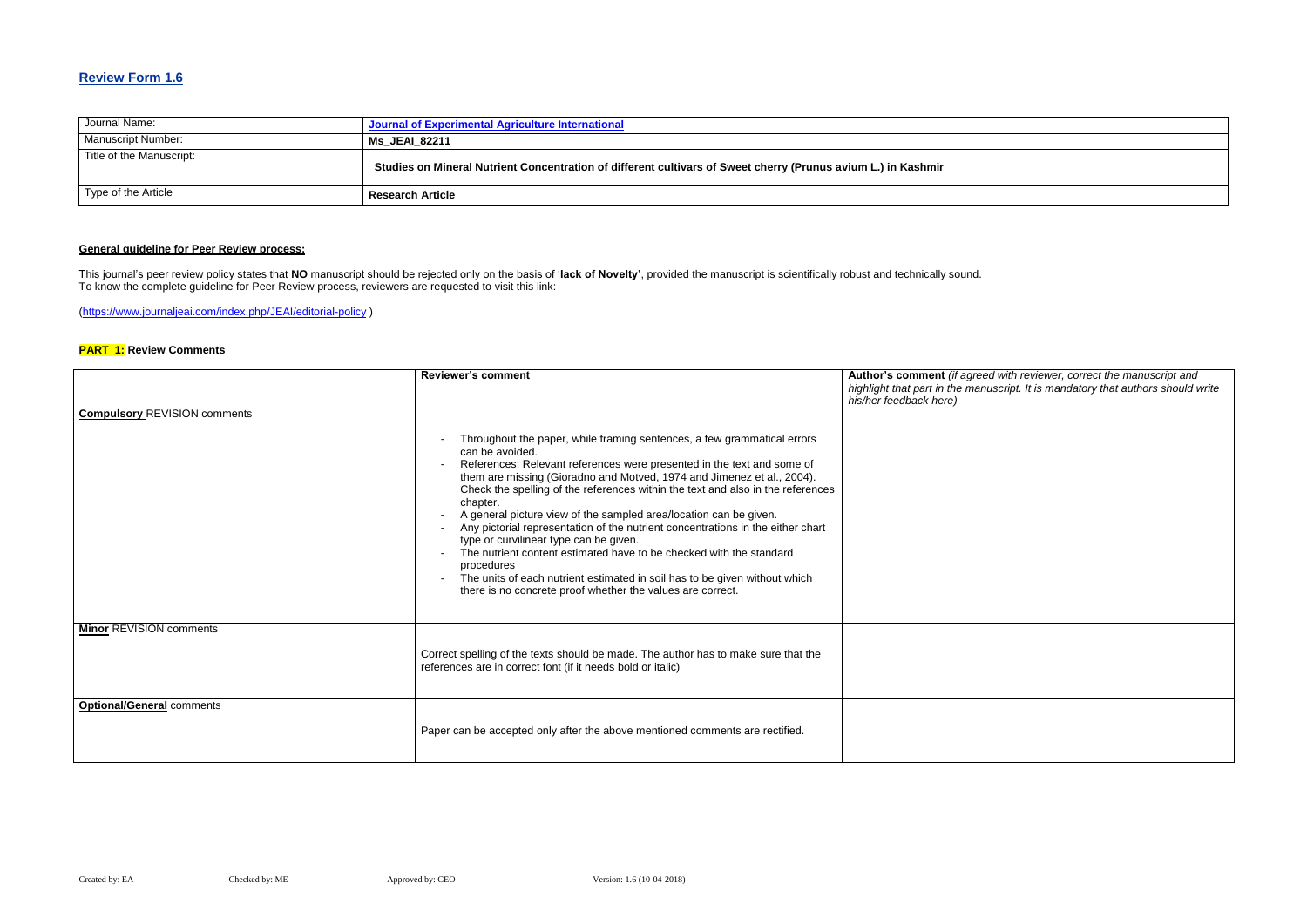## Review Form 1.6

| Journal Name: | Journal of Experimental Agriculture International |
|---|---|
| Manuscript Number: | Ms_JEAI_82211 |
| Title of the Manuscript: | Studies on Mineral Nutrient Concentration of different cultivars of Sweet cherry (Prunus avium L.) in Kashmir |
| Type of the Article | Research Article |

**General guideline for Peer Review process:**

This journal's peer review policy states that **NO** manuscript should be rejected only on the basis of '**lack of Novelty**', provided the manuscript is scientifically robust and technically sound.
To know the complete guideline for Peer Review process, reviewers are requested to visit this link:

(https://www.journaljeai.com/index.php/JEAI/editorial-policy )

**PART 1:** Review Comments

| | Reviewer's comment | **Author's comment** *(if agreed with reviewer, correct the manuscript and highlight that part in the manuscript. It is mandatory that authors should write his/her feedback here)* |
|---|---|---|
| **Compulsory** REVISION comments | - Throughout the paper, while framing sentences, a few grammatical errors can be avoided.<br>- References: Relevant references were presented in the text and some of them are missing (Gioradno and Motved, 1974 and Jimenez et al., 2004). Check the spelling of the references within the text and also in the references chapter.<br>- A general picture view of the sampled area/location can be given.<br>- Any pictorial representation of the nutrient concentrations in the either chart type or curvilinear type can be given.<br>- The nutrient content estimated have to be checked with the standard procedures<br>- The units of each nutrient estimated in soil has to be given without which there is no concrete proof whether the values are correct. | |
| **Minor** REVISION comments | Correct spelling of the texts should be made. The author has to make sure that the references are in correct font (if it needs bold or italic) | |
| **Optional/General** comments | Paper can be accepted only after the above mentioned comments are rectified. | |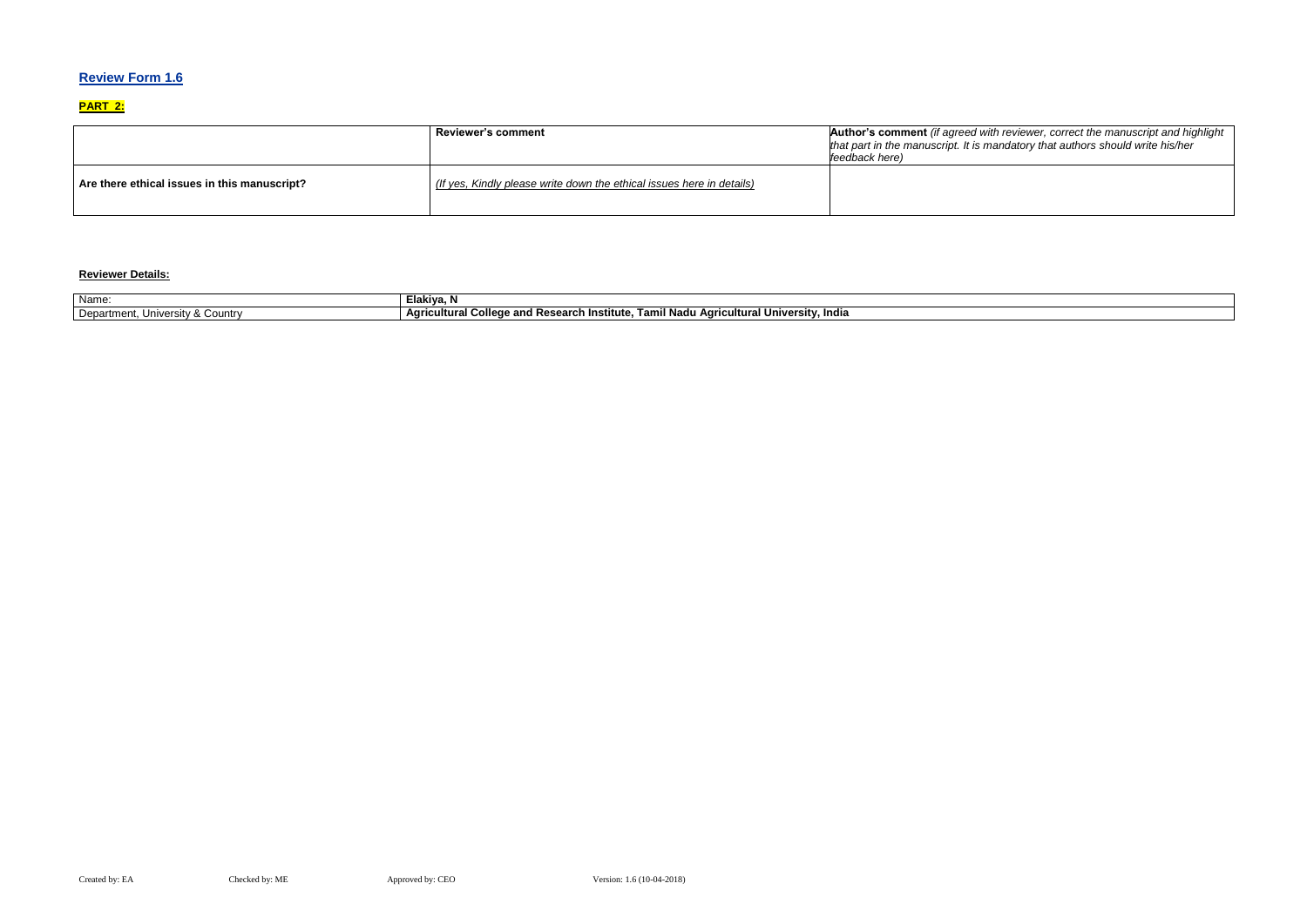## Review Form 1.6

**PART 2:**

| | Reviewer's comment | **Author's comment** *(if agreed with reviewer, correct the manuscript and highlight that part in the manuscript. It is mandatory that authors should write his/her feedback here)* |
|---|---|---|
| **Are there ethical issues in this manuscript?** | *(If yes, Kindly please write down the ethical issues here in details)* | |

**Reviewer Details:**

| | |
|---|---|
| Name: | **Elakiya, N** |
| Department, University & Country | **Agricultural College and Research Institute, Tamil Nadu Agricultural University, India** |

Created by: EA Checked by: ME Approved by: CEO Version: 1.6 (10-04-2018)